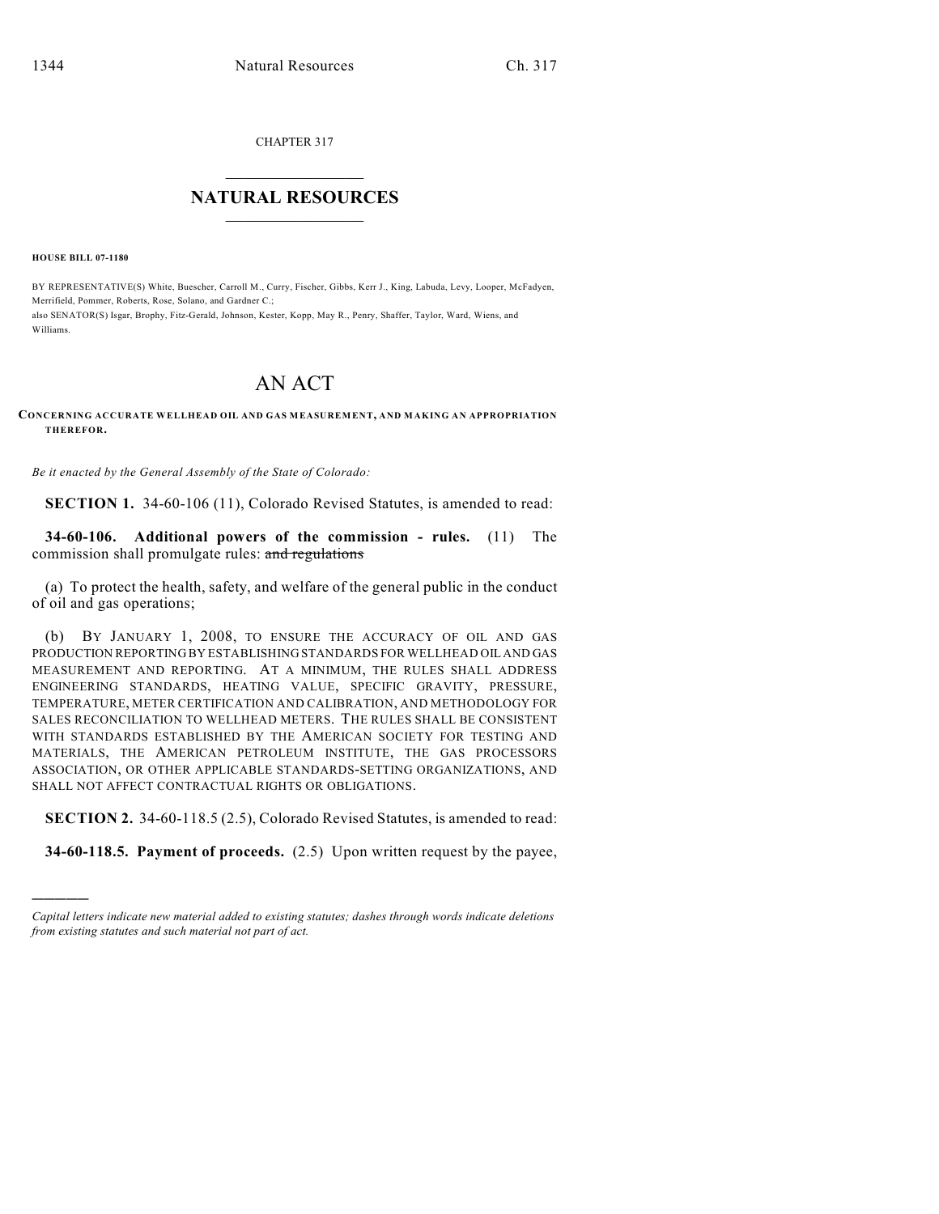CHAPTER 317

# NATURAL RESOURCES

**HOUSE BILL 07-1180**

BY REPRESENTATIVE(S) White, Buescher, Carroll M., Curry, Fischer, Gibbs, Kerr J., King, Labuda, Levy, Looper, McFadyen, Merrifield, Pommer, Roberts, Rose, Solano, and Gardner C.;
also SENATOR(S) Isgar, Brophy, Fitz-Gerald, Johnson, Kester, Kopp, May R., Penry, Shaffer, Taylor, Ward, Wiens, and Williams.

# AN ACT

**CONCERNING ACCURATE WELLHEAD OIL AND GAS MEASUREMENT, AND MAKING AN APPROPRIATION THEREFOR.**

*Be it enacted by the General Assembly of the State of Colorado:*

**SECTION 1.** 34-60-106 (11), Colorado Revised Statutes, is amended to read:

**34-60-106. Additional powers of the commission - rules.** (11) The commission shall promulgate rules: ~~and regulations~~

(a) To protect the health, safety, and welfare of the general public in the conduct of oil and gas operations;

(b) BY JANUARY 1, 2008, TO ENSURE THE ACCURACY OF OIL AND GAS PRODUCTION REPORTING BY ESTABLISHING STANDARDS FOR WELLHEAD OIL AND GAS MEASUREMENT AND REPORTING. AT A MINIMUM, THE RULES SHALL ADDRESS ENGINEERING STANDARDS, HEATING VALUE, SPECIFIC GRAVITY, PRESSURE, TEMPERATURE, METER CERTIFICATION AND CALIBRATION, AND METHODOLOGY FOR SALES RECONCILIATION TO WELLHEAD METERS. THE RULES SHALL BE CONSISTENT WITH STANDARDS ESTABLISHED BY THE AMERICAN SOCIETY FOR TESTING AND MATERIALS, THE AMERICAN PETROLEUM INSTITUTE, THE GAS PROCESSORS ASSOCIATION, OR OTHER APPLICABLE STANDARDS-SETTING ORGANIZATIONS, AND SHALL NOT AFFECT CONTRACTUAL RIGHTS OR OBLIGATIONS.

**SECTION 2.** 34-60-118.5 (2.5), Colorado Revised Statutes, is amended to read:

**34-60-118.5. Payment of proceeds.** (2.5) Upon written request by the payee,

---

*Capital letters indicate new material added to existing statutes; dashes through words indicate deletions from existing statutes and such material not part of act.*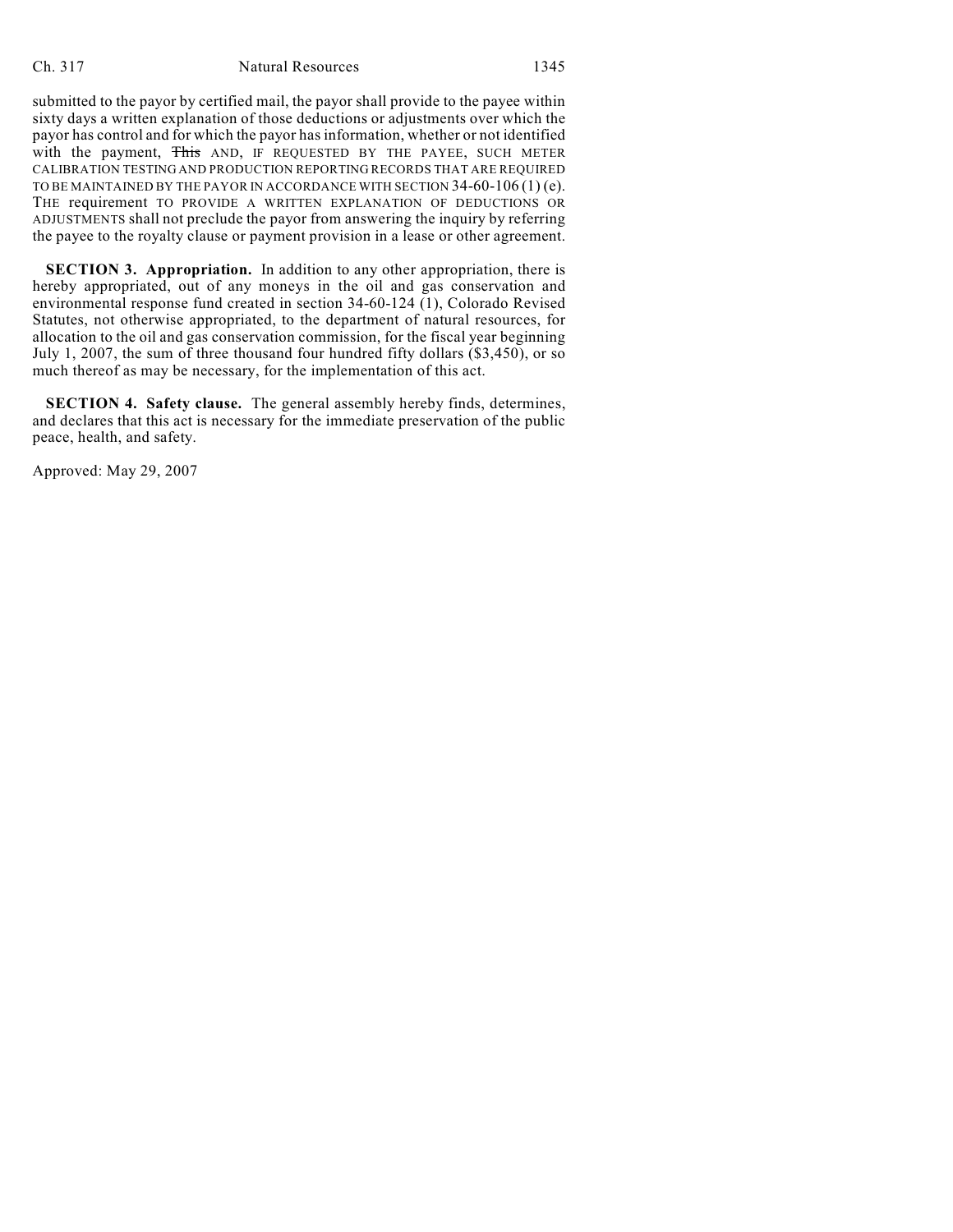submitted to the payor by certified mail, the payor shall provide to the payee within sixty days a written explanation of those deductions or adjustments over which the payor has control and for which the payor has information, whether or not identified with the payment, ~~This~~ AND, IF REQUESTED BY THE PAYEE, SUCH METER CALIBRATION TESTING AND PRODUCTION REPORTING RECORDS THAT ARE REQUIRED TO BE MAINTAINED BY THE PAYOR IN ACCORDANCE WITH SECTION 34-60-106 (1) (e). THE requirement TO PROVIDE A WRITTEN EXPLANATION OF DEDUCTIONS OR ADJUSTMENTS shall not preclude the payor from answering the inquiry by referring the payee to the royalty clause or payment provision in a lease or other agreement.

**SECTION 3. Appropriation.** In addition to any other appropriation, there is hereby appropriated, out of any moneys in the oil and gas conservation and environmental response fund created in section 34-60-124 (1), Colorado Revised Statutes, not otherwise appropriated, to the department of natural resources, for allocation to the oil and gas conservation commission, for the fiscal year beginning July 1, 2007, the sum of three thousand four hundred fifty dollars ($3,450), or so much thereof as may be necessary, for the implementation of this act.

**SECTION 4. Safety clause.** The general assembly hereby finds, determines, and declares that this act is necessary for the immediate preservation of the public peace, health, and safety.

Approved: May 29, 2007